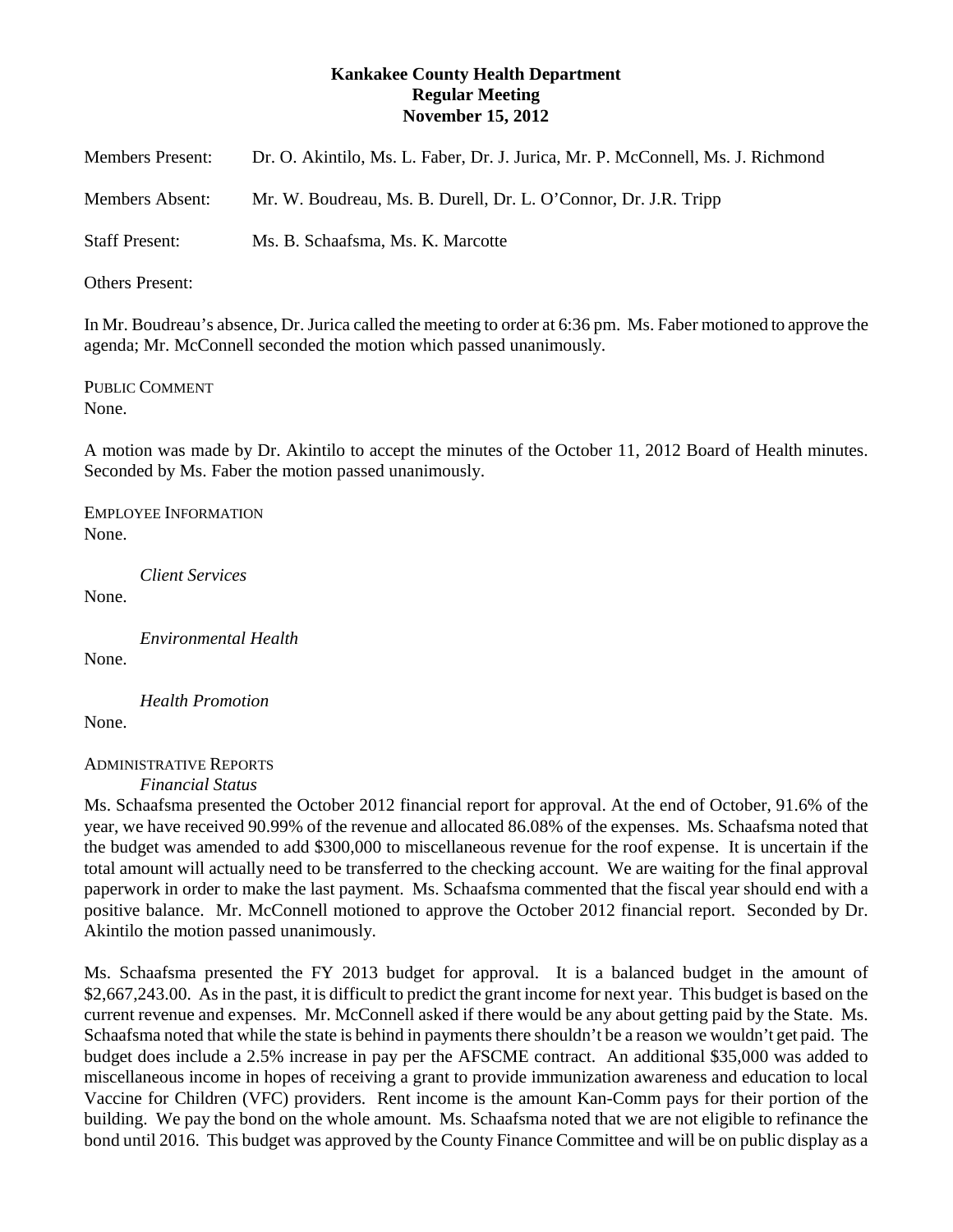**Kankakee County Health Department**
**Regular Meeting**
**November 15, 2012**

Members Present: Dr. O. Akintilo, Ms. L. Faber, Dr. J. Jurica, Mr. P. McConnell, Ms. J. Richmond

Members Absent: Mr. W. Boudreau, Ms. B. Durell, Dr. L. O'Connor, Dr. J.R. Tripp

Staff Present: Ms. B. Schaafsma, Ms. K. Marcotte

Others Present:

In Mr. Boudreau's absence, Dr. Jurica called the meeting to order at 6:36 pm. Ms. Faber motioned to approve the agenda; Mr. McConnell seconded the motion which passed unanimously.

PUBLIC COMMENT
None.

A motion was made by Dr. Akintilo to accept the minutes of the October 11, 2012 Board of Health minutes. Seconded by Ms. Faber the motion passed unanimously.

EMPLOYEE INFORMATION
None.

*Client Services*
None.

*Environmental Health*
None.

*Health Promotion*
None.

ADMINISTRATIVE REPORTS
*Financial Status*
Ms. Schaafsma presented the October 2012 financial report for approval. At the end of October, 91.6% of the year, we have received 90.99% of the revenue and allocated 86.08% of the expenses. Ms. Schaafsma noted that the budget was amended to add $300,000 to miscellaneous revenue for the roof expense. It is uncertain if the total amount will actually need to be transferred to the checking account. We are waiting for the final approval paperwork in order to make the last payment. Ms. Schaafsma commented that the fiscal year should end with a positive balance. Mr. McConnell motioned to approve the October 2012 financial report. Seconded by Dr. Akintilo the motion passed unanimously.

Ms. Schaafsma presented the FY 2013 budget for approval. It is a balanced budget in the amount of $2,667,243.00. As in the past, it is difficult to predict the grant income for next year. This budget is based on the current revenue and expenses. Mr. McConnell asked if there would be any about getting paid by the State. Ms. Schaafsma noted that while the state is behind in payments there shouldn't be a reason we wouldn't get paid. The budget does include a 2.5% increase in pay per the AFSCME contract. An additional $35,000 was added to miscellaneous income in hopes of receiving a grant to provide immunization awareness and education to local Vaccine for Children (VFC) providers. Rent income is the amount Kan-Comm pays for their portion of the building. We pay the bond on the whole amount. Ms. Schaafsma noted that we are not eligible to refinance the bond until 2016. This budget was approved by the County Finance Committee and will be on public display as a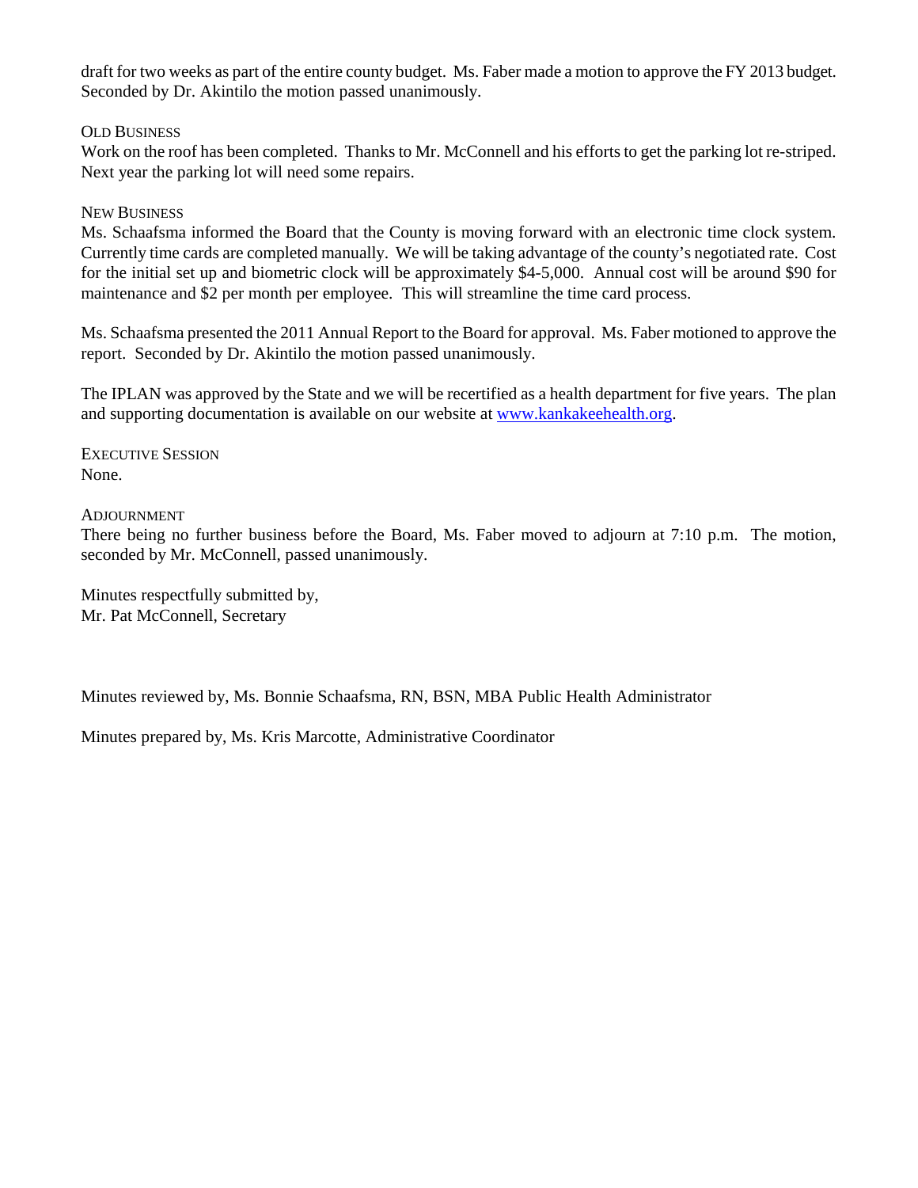draft for two weeks as part of the entire county budget. Ms. Faber made a motion to approve the FY 2013 budget. Seconded by Dr. Akintilo the motion passed unanimously.

### Old Business

Work on the roof has been completed. Thanks to Mr. McConnell and his efforts to get the parking lot re-striped. Next year the parking lot will need some repairs.

### New Business

Ms. Schaafsma informed the Board that the County is moving forward with an electronic time clock system. Currently time cards are completed manually. We will be taking advantage of the county's negotiated rate. Cost for the initial set up and biometric clock will be approximately $4-5,000. Annual cost will be around $90 for maintenance and $2 per month per employee. This will streamline the time card process.

Ms. Schaafsma presented the 2011 Annual Report to the Board for approval. Ms. Faber motioned to approve the report. Seconded by Dr. Akintilo the motion passed unanimously.

The IPLAN was approved by the State and we will be recertified as a health department for five years. The plan and supporting documentation is available on our website at [www.kankakeehealth.org](http://www.kankakeehealth.org).

### Executive Session

None.

### Adjournment

There being no further business before the Board, Ms. Faber moved to adjourn at 7:10 p.m. The motion, seconded by Mr. McConnell, passed unanimously.

Minutes respectfully submitted by,
Mr. Pat McConnell, Secretary

Minutes reviewed by, Ms. Bonnie Schaafsma, RN, BSN, MBA Public Health Administrator

Minutes prepared by, Ms. Kris Marcotte, Administrative Coordinator